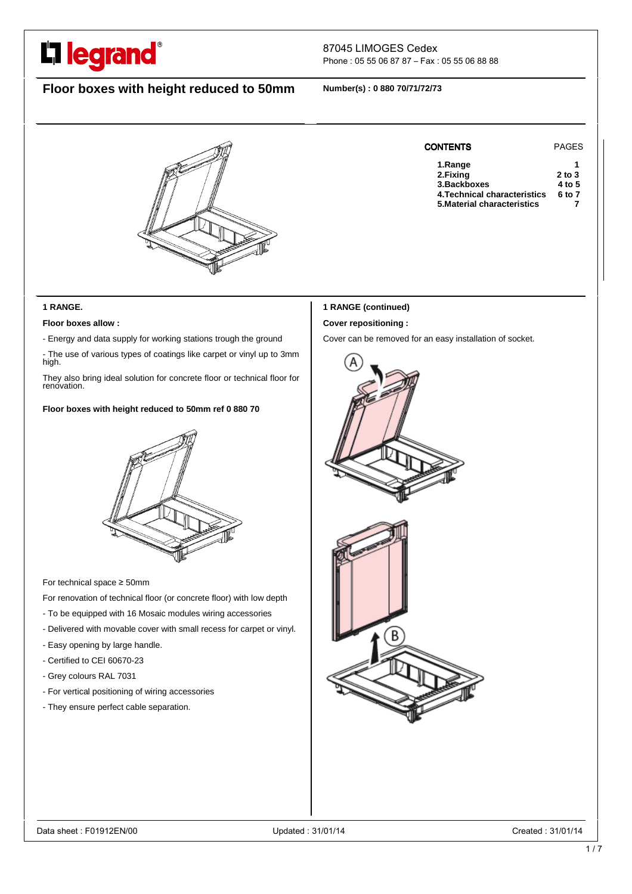legrand

87045 LIMOGES Cedex
Phone : 05 55 06 87 87 – Fax : 05 55 06 88 88

# Floor boxes with height reduced to 50mm

**Number(s) : 0 880 70/71/72/73**

| CONTENTS | PAGES |
|---|---|
| 1.Range | 1 |
| 2.Fixing | 2 to 3 |
| 3.Backboxes | 4 to 5 |
| 4.Technical characteristics | 6 to 7 |
| 5.Material characteristics | 7 |

## 1 RANGE.

**Floor boxes allow :**

- Energy and data supply for working stations trough the ground
- The use of various types of coatings like carpet or vinyl up to 3mm high.

They also bring ideal solution for concrete floor or technical floor for renovation.

**Floor boxes with height reduced to 50mm ref 0 880 70**

For technical space ≥ 50mm

For renovation of technical floor (or concrete floor) with low depth

- To be equipped with 16 Mosaic modules wiring accessories
- Delivered with movable cover with small recess for carpet or vinyl.
- Easy opening by large handle.
- Certified to CEI 60670-23
- Grey colours RAL 7031
- For vertical positioning of wiring accessories
- They ensure perfect cable separation.

## 1 RANGE (continued)

**Cover repositioning :**

Cover can be removed for an easy installation of socket.

A

B

Data sheet : F01912EN/00 Updated : 31/01/14 Created : 31/01/14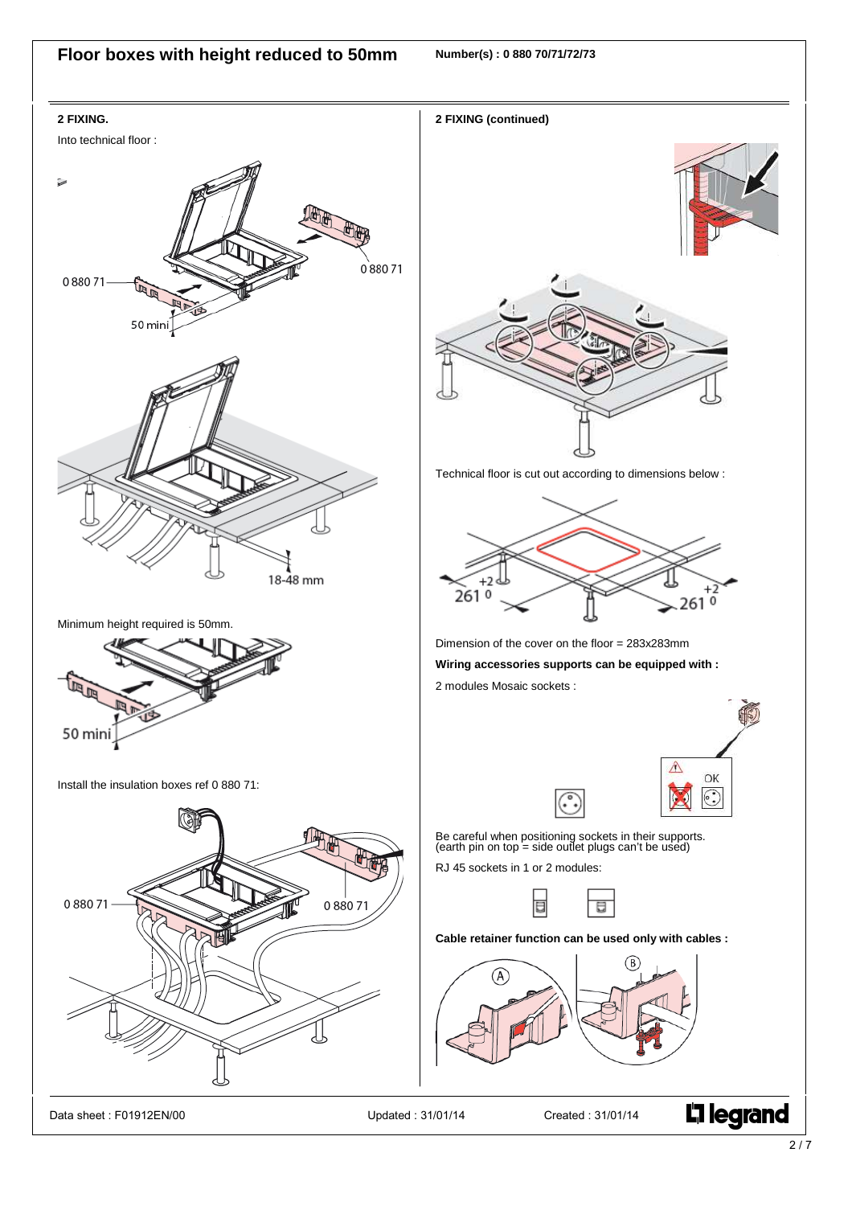# Floor boxes with height reduced to 50mm

**Number(s) : 0 880 70/71/72/73**

**2 FIXING.**

Into technical floor :

0 880 71

0 880 71

50 mini

18-48 mm

Minimum height required is 50mm.

50 mini

Install the insulation boxes ref 0 880 71:

0 880 71

0 880 71

**2 FIXING (continued)**

Technical floor is cut out according to dimensions below :

$261^{+2}_{0}$

$261^{+2}_{0}$

Dimension of the cover on the floor = 283x283mm

**Wiring accessories supports can be equipped with :**

2 modules Mosaic sockets :

OK

Be careful when positioning sockets in their supports.
(earth pin on top = side outlet plugs can't be used)

RJ 45 sockets in 1 or 2 modules:

**Cable retainer function can be used only with cables :**

A

B

Data sheet : F01912EN/00

Updated : 31/01/14

Created : 31/01/14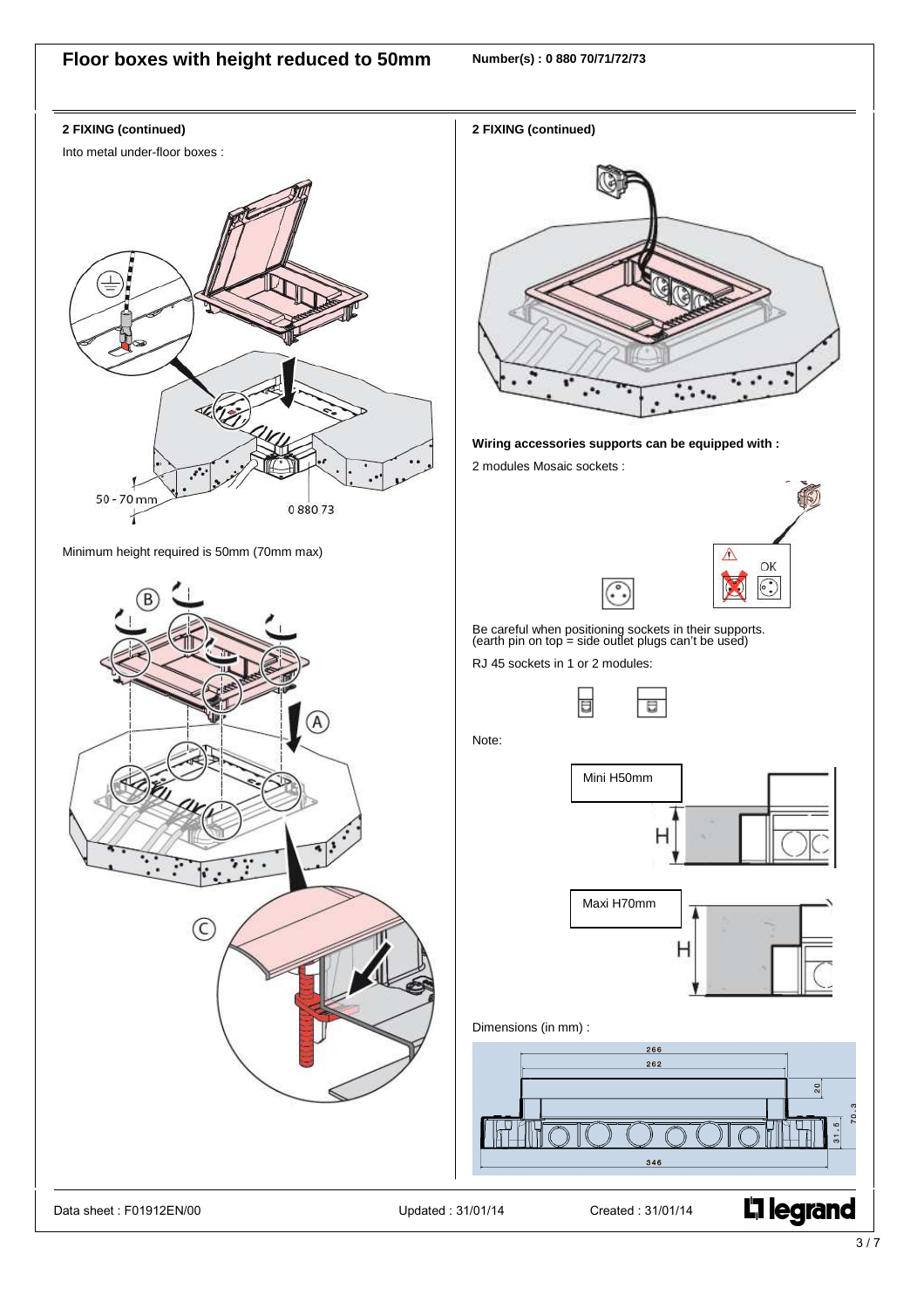# Floor boxes with height reduced to 50mm

**Number(s) : 0 880 70/71/72/73**

**2 FIXING (continued)**

Into metal under-floor boxes :

50 - 70 mm

0 880 73

Minimum height required is 50mm (70mm max)

B

A

C

**2 FIXING (continued)**

**Wiring accessories supports can be equipped with :**

2 modules Mosaic sockets :

OK

Be careful when positioning sockets in their supports.
(earth pin on top = side outlet plugs can't be used)

RJ 45 sockets in 1 or 2 modules:

Note:

Mini H50mm

H

Maxi H70mm

H

Dimensions (in mm) :

266

262

20

70.3

31.5

346

Data sheet : F01912EN/00 Updated : 31/01/14 Created : 31/01/14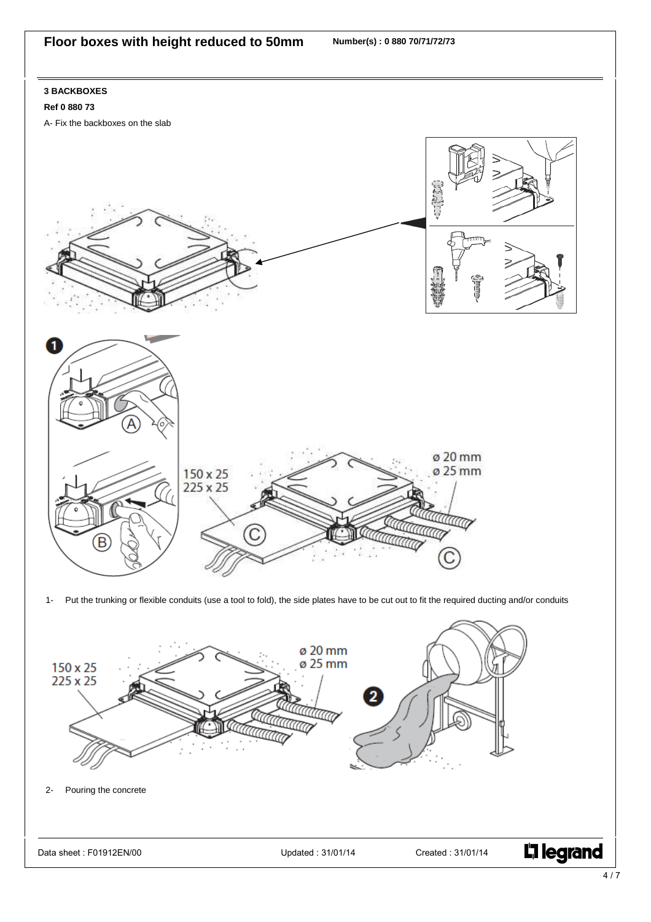**3 BACKBOXES**

**Ref 0 880 73**

A- Fix the backboxes on the slab

150 x 25
225 x 25

ø 20 mm
ø 25 mm

1- Put the trunking or flexible conduits (use a tool to fold), the side plates have to be cut out to fit the required ducting and/or conduits

150 x 25
225 x 25

ø 20 mm
ø 25 mm

2- Pouring the concrete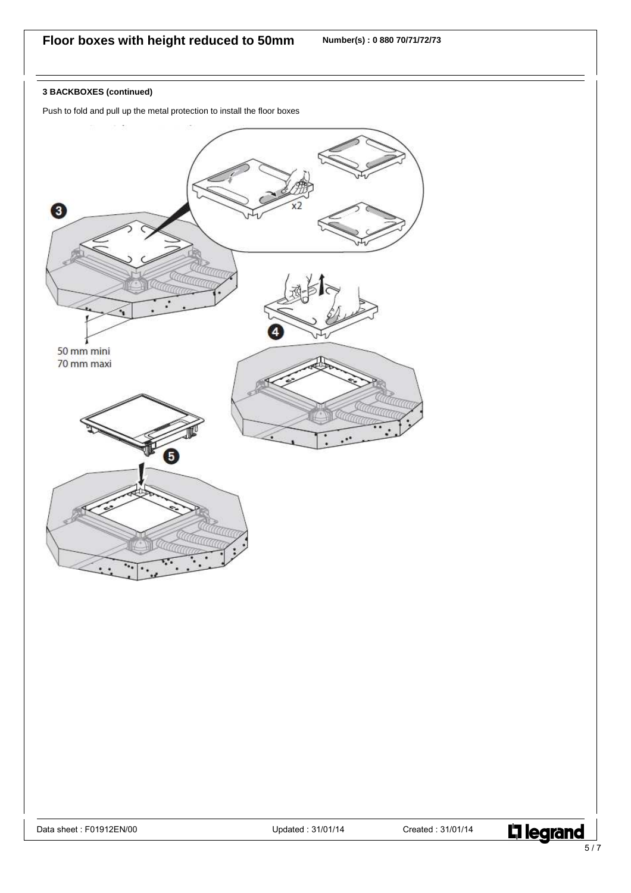### 3 BACKBOXES (continued)

Push to fold and pull up the metal protection to install the floor boxes

3

x2

50 mm mini
70 mm maxi

4

5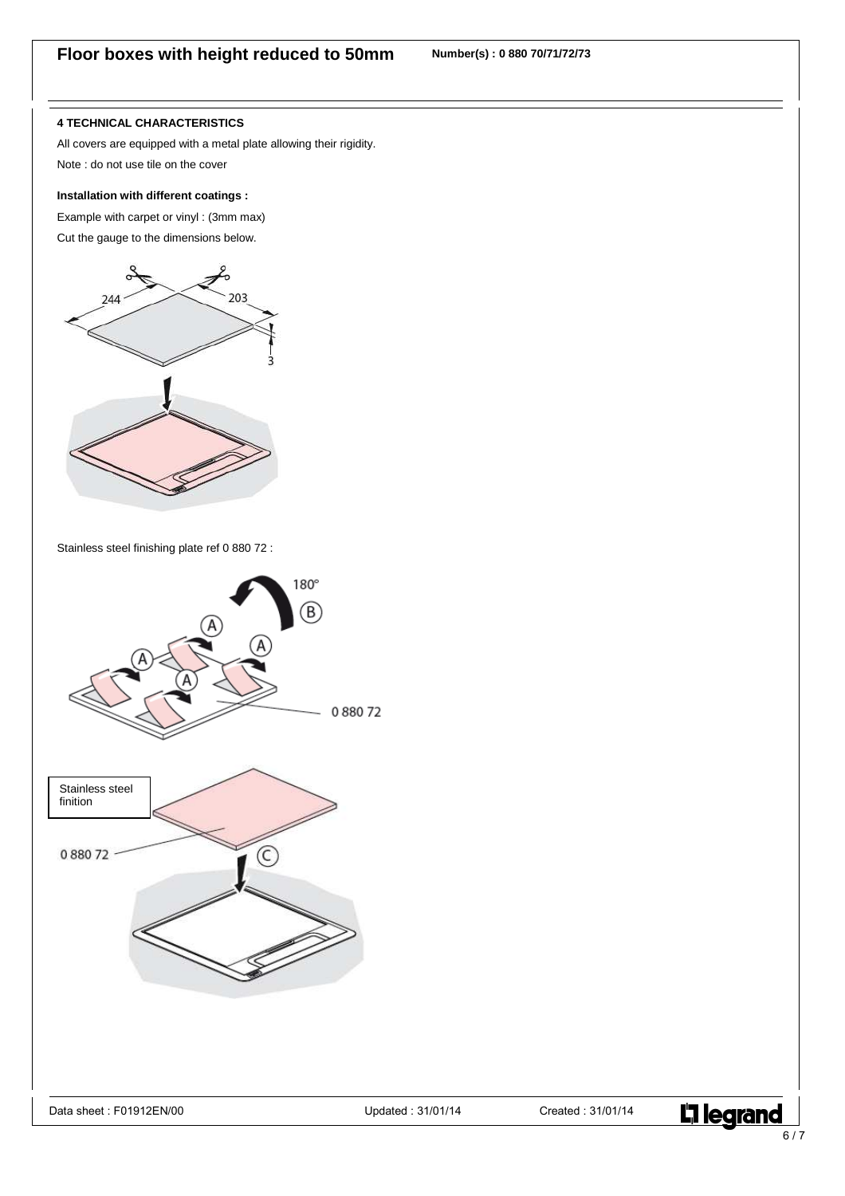## 4 TECHNICAL CHARACTERISTICS

All covers are equipped with a metal plate allowing their rigidity.

Note : do not use tile on the cover

**Installation with different coatings :**

Example with carpet or vinyl : (3mm max)

Cut the gauge to the dimensions below.

244

203

3

Stainless steel finishing plate ref 0 880 72 :

180°

B

A

A

A

A

0 880 72

Stainless steel finition

0 880 72

C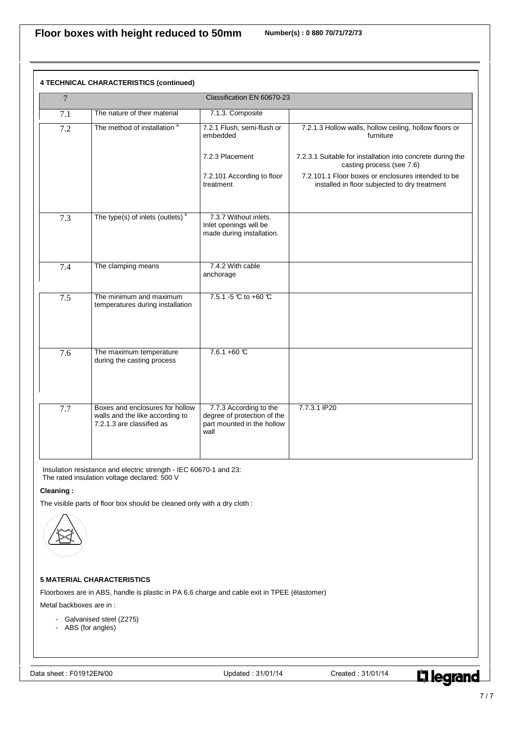## 4 TECHNICAL CHARACTERISTICS (continued)

| 7 | Classification EN 60670-23 | | |
|---|---|---|---|
| 7.1 | The nature of their material | 7.1.3. Composite | |
| 7.2 | The method of installation [a] | 7.2.1 Flush, semi-flush or embedded | 7.2.1.3 Hollow walls, hollow ceiling, hollow floors or furniture |
| | | 7.2.3 Placement | 7.2.3.1 Suitable for installation into concrete during the casting process (see 7.6) |
| | | 7.2.101 According to floor treatment | 7.2.101.1 Floor boxes or enclosures intended to be installed in floor subjected to dry treatment |
| 7.3 | The type(s) of inlets (outlets) [b] | 7.3.7 Without inlets. Inlet openings will be made during installation. | |
| 7.4 | The clamping means | 7.4.2 With cable anchorage | |
| 7.5 | The minimum and maximum temperatures during installation | 7.5.1 -5 °C to +60 °C | |
| 7.6 | The maximum temperature during the casting process | 7.6.1 +60 °C | |
| 7.7 | Boxes and enclosures for hollow walls and the like according to 7.2.1.3 are classified as | 7.7.3 According to the degree of protection of the part mounted in the hollow wall | 7.7.3.1 IP20 |

Insulation resistance and electric strength - IEC 60670-1 and 23:
The rated insulation voltage declared: 500 V

**Cleaning :**

The visible parts of floor box should be cleaned only with a dry cloth :

### 5 MATERIAL CHARACTERISTICS

Floorboxes are in ABS, handle is plastic in PA 6.6 charge and cable exit in TPEE (élastomer)

Metal backboxes are in :

- Galvanised steel (Z275)
- ABS (for angles)